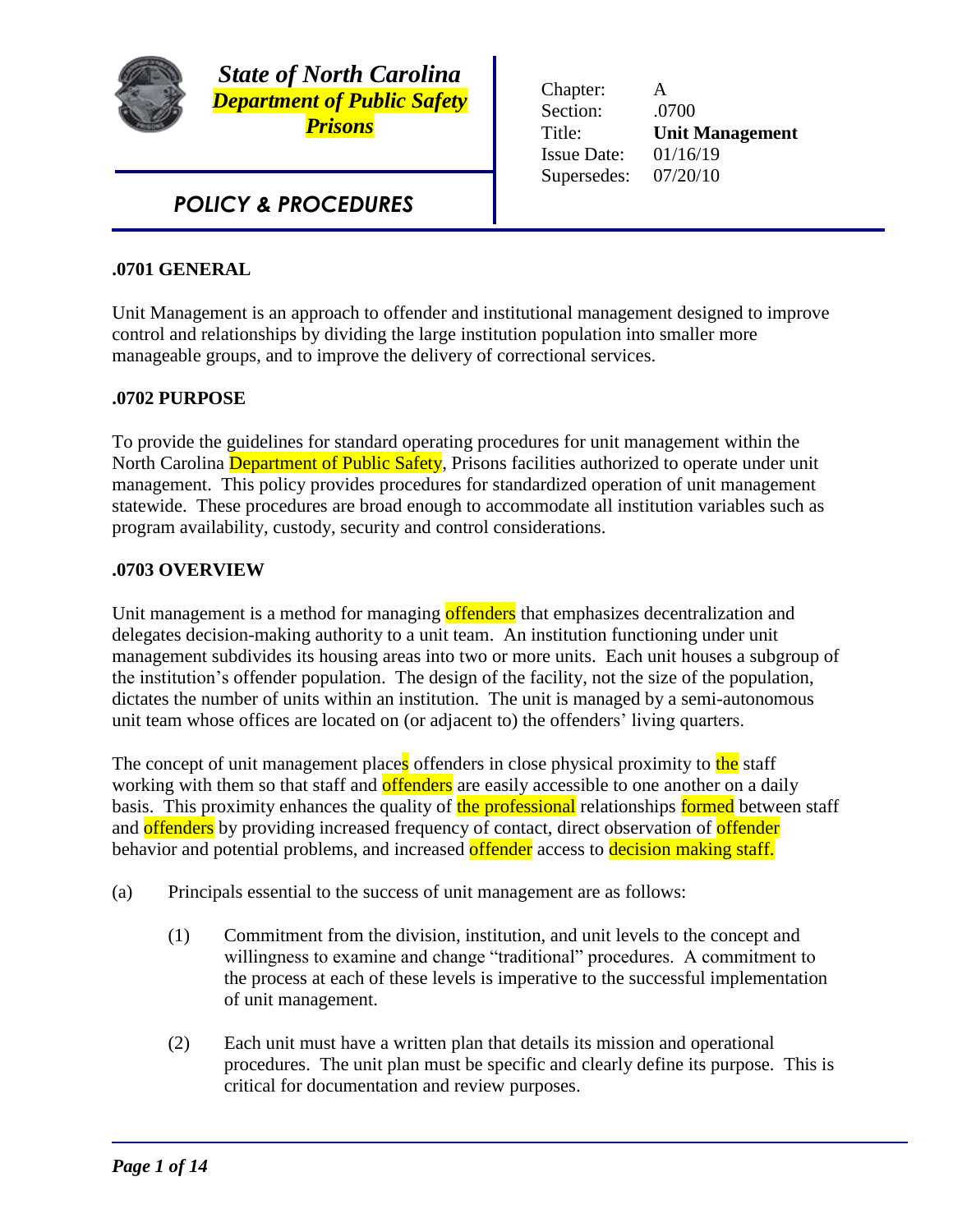***State of North Carolina***
***Department of Public Safety***
***Prisons***

***POLICY & PROCEDURES***

| | |
|---|---|
| Chapter: | A |
| Section: | .0700 |
| Title: | **Unit Management** |
| Issue Date: | 01/16/19 |
| Supersedes: | 07/20/10 |

## .0701 GENERAL

Unit Management is an approach to offender and institutional management designed to improve control and relationships by dividing the large institution population into smaller more manageable groups, and to improve the delivery of correctional services.

## .0702 PURPOSE

To provide the guidelines for standard operating procedures for unit management within the North Carolina Department of Public Safety, Prisons facilities authorized to operate under unit management. This policy provides procedures for standardized operation of unit management statewide. These procedures are broad enough to accommodate all institution variables such as program availability, custody, security and control considerations.

## .0703 OVERVIEW

Unit management is a method for managing offenders that emphasizes decentralization and delegates decision-making authority to a unit team. An institution functioning under unit management subdivides its housing areas into two or more units. Each unit houses a subgroup of the institution's offender population. The design of the facility, not the size of the population, dictates the number of units within an institution. The unit is managed by a semi-autonomous unit team whose offices are located on (or adjacent to) the offenders' living quarters.

The concept of unit management places offenders in close physical proximity to the staff working with them so that staff and offenders are easily accessible to one another on a daily basis. This proximity enhances the quality of the professional relationships formed between staff and offenders by providing increased frequency of contact, direct observation of offender behavior and potential problems, and increased offender access to decision making staff.

(a) Principals essential to the success of unit management are as follows:

(1) Commitment from the division, institution, and unit levels to the concept and willingness to examine and change "traditional" procedures. A commitment to the process at each of these levels is imperative to the successful implementation of unit management.

(2) Each unit must have a written plan that details its mission and operational procedures. The unit plan must be specific and clearly define its purpose. This is critical for documentation and review purposes.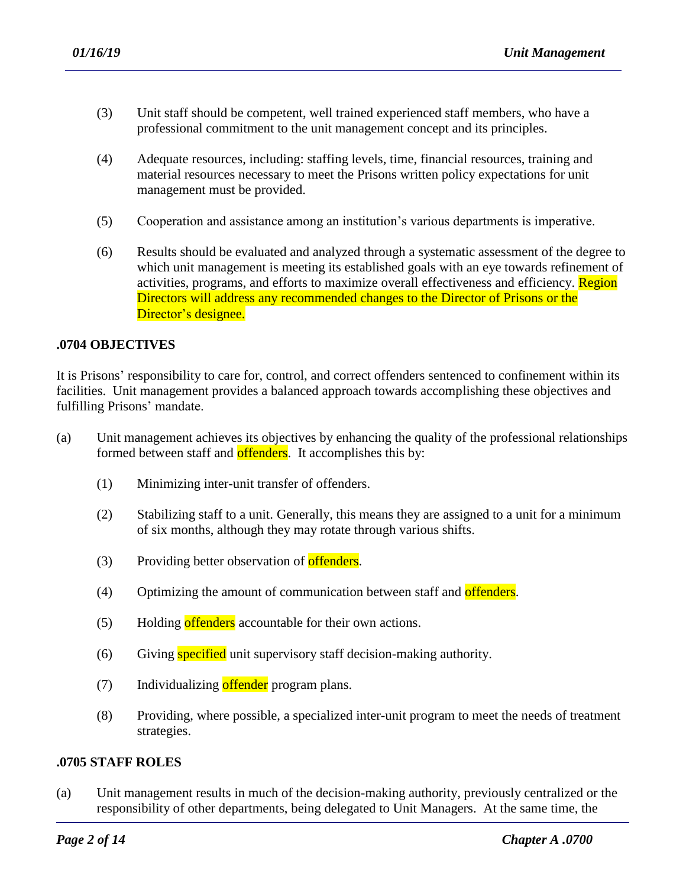(3) Unit staff should be competent, well trained experienced staff members, who have a professional commitment to the unit management concept and its principles.

(4) Adequate resources, including: staffing levels, time, financial resources, training and material resources necessary to meet the Prisons written policy expectations for unit management must be provided.

(5) Cooperation and assistance among an institution's various departments is imperative.

(6) Results should be evaluated and analyzed through a systematic assessment of the degree to which unit management is meeting its established goals with an eye towards refinement of activities, programs, and efforts to maximize overall effectiveness and efficiency. Region Directors will address any recommended changes to the Director of Prisons or the Director's designee.

### .0704 OBJECTIVES

It is Prisons' responsibility to care for, control, and correct offenders sentenced to confinement within its facilities. Unit management provides a balanced approach towards accomplishing these objectives and fulfilling Prisons' mandate.

(a) Unit management achieves its objectives by enhancing the quality of the professional relationships formed between staff and offenders. It accomplishes this by:

(1) Minimizing inter-unit transfer of offenders.

(2) Stabilizing staff to a unit. Generally, this means they are assigned to a unit for a minimum of six months, although they may rotate through various shifts.

(3) Providing better observation of offenders.

(4) Optimizing the amount of communication between staff and offenders.

(5) Holding offenders accountable for their own actions.

(6) Giving specified unit supervisory staff decision-making authority.

(7) Individualizing offender program plans.

(8) Providing, where possible, a specialized inter-unit program to meet the needs of treatment strategies.

### .0705 STAFF ROLES

(a) Unit management results in much of the decision-making authority, previously centralized or the responsibility of other departments, being delegated to Unit Managers. At the same time, the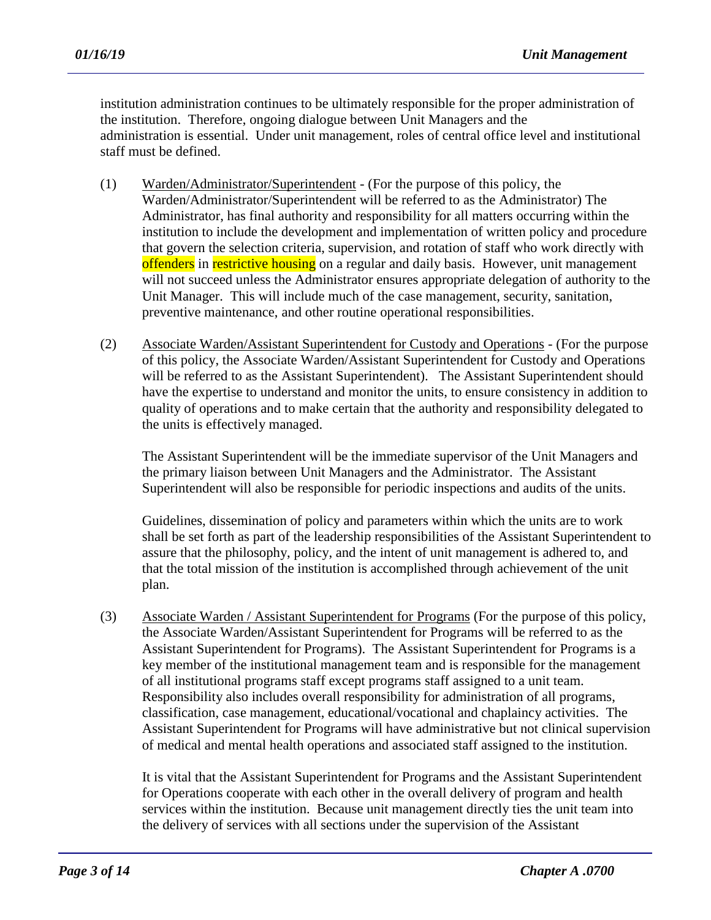institution administration continues to be ultimately responsible for the proper administration of the institution. Therefore, ongoing dialogue between Unit Managers and the administration is essential. Under unit management, roles of central office level and institutional staff must be defined.

(1) Warden/Administrator/Superintendent - (For the purpose of this policy, the Warden/Administrator/Superintendent will be referred to as the Administrator) The Administrator, has final authority and responsibility for all matters occurring within the institution to include the development and implementation of written policy and procedure that govern the selection criteria, supervision, and rotation of staff who work directly with offenders in restrictive housing on a regular and daily basis. However, unit management will not succeed unless the Administrator ensures appropriate delegation of authority to the Unit Manager. This will include much of the case management, security, sanitation, preventive maintenance, and other routine operational responsibilities.

(2) Associate Warden/Assistant Superintendent for Custody and Operations - (For the purpose of this policy, the Associate Warden/Assistant Superintendent for Custody and Operations will be referred to as the Assistant Superintendent). The Assistant Superintendent should have the expertise to understand and monitor the units, to ensure consistency in addition to quality of operations and to make certain that the authority and responsibility delegated to the units is effectively managed.

The Assistant Superintendent will be the immediate supervisor of the Unit Managers and the primary liaison between Unit Managers and the Administrator. The Assistant Superintendent will also be responsible for periodic inspections and audits of the units.

Guidelines, dissemination of policy and parameters within which the units are to work shall be set forth as part of the leadership responsibilities of the Assistant Superintendent to assure that the philosophy, policy, and the intent of unit management is adhered to, and that the total mission of the institution is accomplished through achievement of the unit plan.

(3) Associate Warden / Assistant Superintendent for Programs (For the purpose of this policy, the Associate Warden/Assistant Superintendent for Programs will be referred to as the Assistant Superintendent for Programs). The Assistant Superintendent for Programs is a key member of the institutional management team and is responsible for the management of all institutional programs staff except programs staff assigned to a unit team. Responsibility also includes overall responsibility for administration of all programs, classification, case management, educational/vocational and chaplaincy activities. The Assistant Superintendent for Programs will have administrative but not clinical supervision of medical and mental health operations and associated staff assigned to the institution.

It is vital that the Assistant Superintendent for Programs and the Assistant Superintendent for Operations cooperate with each other in the overall delivery of program and health services within the institution. Because unit management directly ties the unit team into the delivery of services with all sections under the supervision of the Assistant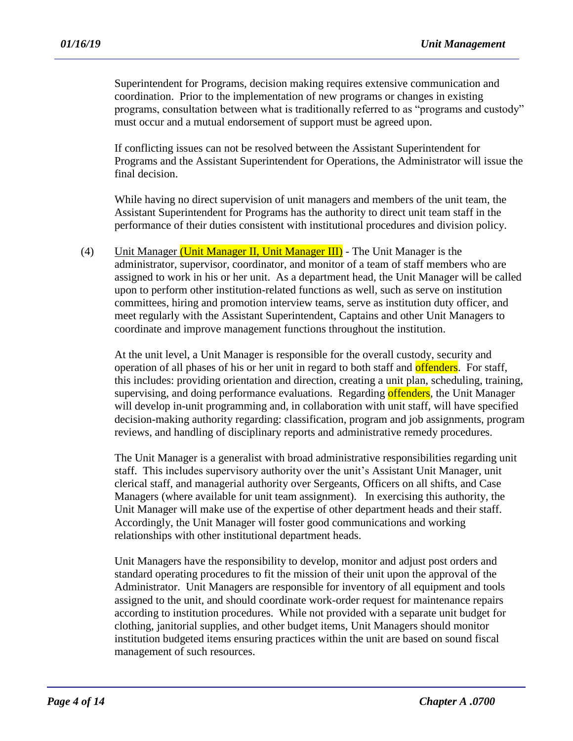Superintendent for Programs, decision making requires extensive communication and coordination. Prior to the implementation of new programs or changes in existing programs, consultation between what is traditionally referred to as "programs and custody" must occur and a mutual endorsement of support must be agreed upon.

If conflicting issues can not be resolved between the Assistant Superintendent for Programs and the Assistant Superintendent for Operations, the Administrator will issue the final decision.

While having no direct supervision of unit managers and members of the unit team, the Assistant Superintendent for Programs has the authority to direct unit team staff in the performance of their duties consistent with institutional procedures and division policy.

(4) Unit Manager (Unit Manager II, Unit Manager III) - The Unit Manager is the administrator, supervisor, coordinator, and monitor of a team of staff members who are assigned to work in his or her unit. As a department head, the Unit Manager will be called upon to perform other institution-related functions as well, such as serve on institution committees, hiring and promotion interview teams, serve as institution duty officer, and meet regularly with the Assistant Superintendent, Captains and other Unit Managers to coordinate and improve management functions throughout the institution.

At the unit level, a Unit Manager is responsible for the overall custody, security and operation of all phases of his or her unit in regard to both staff and offenders. For staff, this includes: providing orientation and direction, creating a unit plan, scheduling, training, supervising, and doing performance evaluations. Regarding offenders, the Unit Manager will develop in-unit programming and, in collaboration with unit staff, will have specified decision-making authority regarding: classification, program and job assignments, program reviews, and handling of disciplinary reports and administrative remedy procedures.

The Unit Manager is a generalist with broad administrative responsibilities regarding unit staff. This includes supervisory authority over the unit's Assistant Unit Manager, unit clerical staff, and managerial authority over Sergeants, Officers on all shifts, and Case Managers (where available for unit team assignment). In exercising this authority, the Unit Manager will make use of the expertise of other department heads and their staff. Accordingly, the Unit Manager will foster good communications and working relationships with other institutional department heads.

Unit Managers have the responsibility to develop, monitor and adjust post orders and standard operating procedures to fit the mission of their unit upon the approval of the Administrator. Unit Managers are responsible for inventory of all equipment and tools assigned to the unit, and should coordinate work-order request for maintenance repairs according to institution procedures. While not provided with a separate unit budget for clothing, janitorial supplies, and other budget items, Unit Managers should monitor institution budgeted items ensuring practices within the unit are based on sound fiscal management of such resources.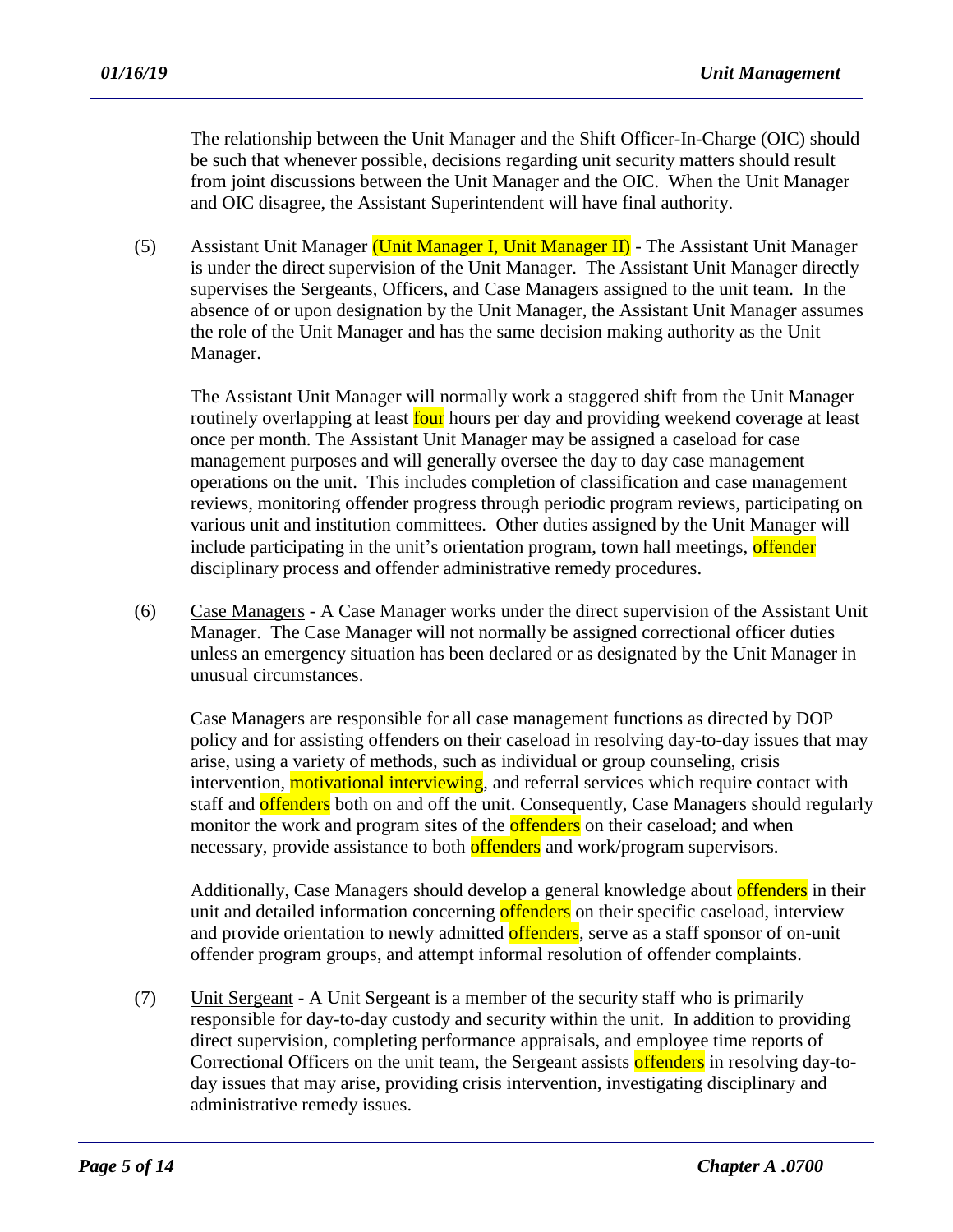The relationship between the Unit Manager and the Shift Officer-In-Charge (OIC) should be such that whenever possible, decisions regarding unit security matters should result from joint discussions between the Unit Manager and the OIC. When the Unit Manager and OIC disagree, the Assistant Superintendent will have final authority.

(5) Assistant Unit Manager (Unit Manager I, Unit Manager II) - The Assistant Unit Manager is under the direct supervision of the Unit Manager. The Assistant Unit Manager directly supervises the Sergeants, Officers, and Case Managers assigned to the unit team. In the absence of or upon designation by the Unit Manager, the Assistant Unit Manager assumes the role of the Unit Manager and has the same decision making authority as the Unit Manager.

The Assistant Unit Manager will normally work a staggered shift from the Unit Manager routinely overlapping at least four hours per day and providing weekend coverage at least once per month. The Assistant Unit Manager may be assigned a caseload for case management purposes and will generally oversee the day to day case management operations on the unit. This includes completion of classification and case management reviews, monitoring offender progress through periodic program reviews, participating on various unit and institution committees. Other duties assigned by the Unit Manager will include participating in the unit's orientation program, town hall meetings, offender disciplinary process and offender administrative remedy procedures.

(6) Case Managers - A Case Manager works under the direct supervision of the Assistant Unit Manager. The Case Manager will not normally be assigned correctional officer duties unless an emergency situation has been declared or as designated by the Unit Manager in unusual circumstances.

Case Managers are responsible for all case management functions as directed by DOP policy and for assisting offenders on their caseload in resolving day-to-day issues that may arise, using a variety of methods, such as individual or group counseling, crisis intervention, motivational interviewing, and referral services which require contact with staff and offenders both on and off the unit. Consequently, Case Managers should regularly monitor the work and program sites of the offenders on their caseload; and when necessary, provide assistance to both offenders and work/program supervisors.

Additionally, Case Managers should develop a general knowledge about offenders in their unit and detailed information concerning offenders on their specific caseload, interview and provide orientation to newly admitted offenders, serve as a staff sponsor of on-unit offender program groups, and attempt informal resolution of offender complaints.

(7) Unit Sergeant - A Unit Sergeant is a member of the security staff who is primarily responsible for day-to-day custody and security within the unit. In addition to providing direct supervision, completing performance appraisals, and employee time reports of Correctional Officers on the unit team, the Sergeant assists offenders in resolving day-to-day issues that may arise, providing crisis intervention, investigating disciplinary and administrative remedy issues.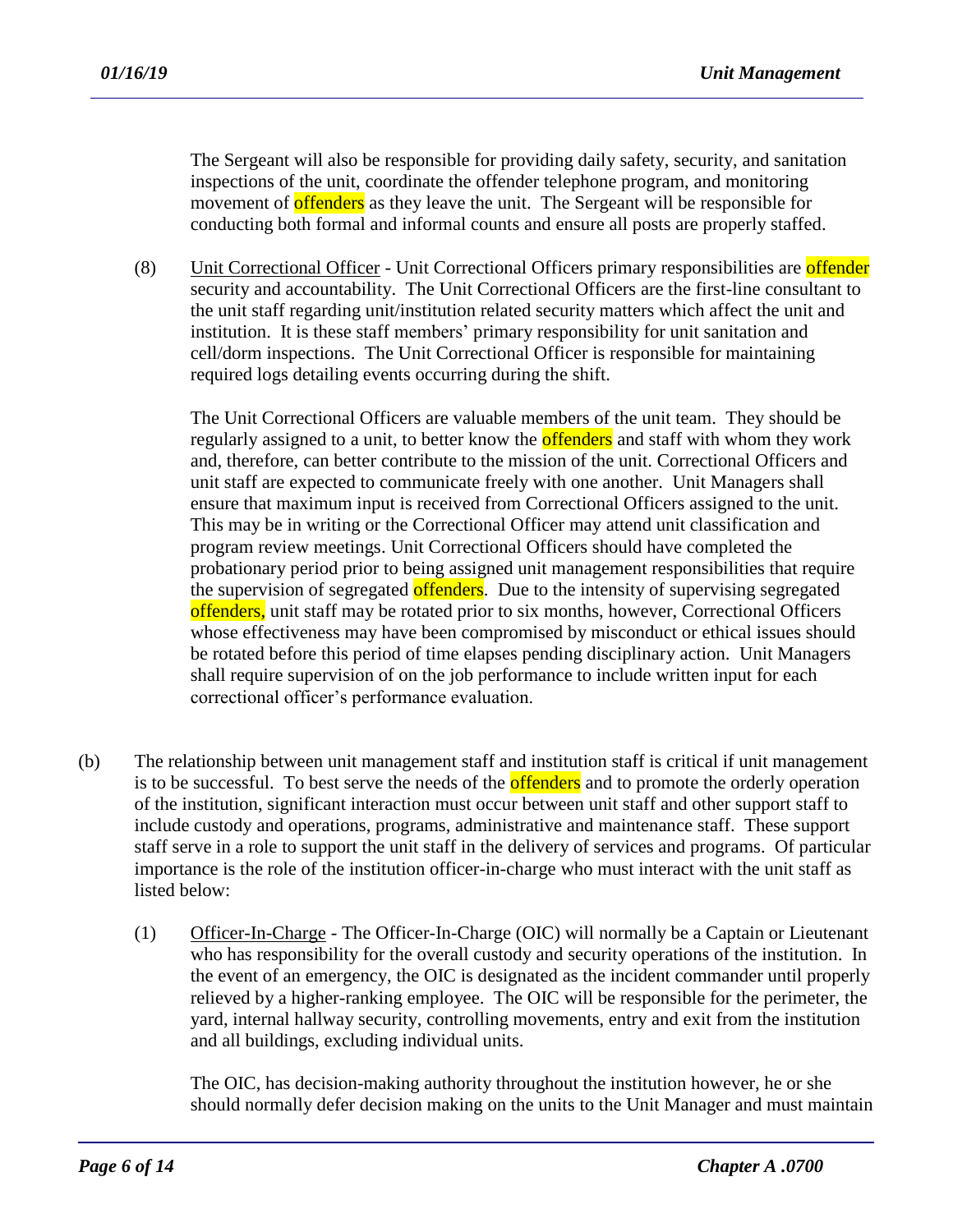The Sergeant will also be responsible for providing daily safety, security, and sanitation inspections of the unit, coordinate the offender telephone program, and monitoring movement of offenders as they leave the unit. The Sergeant will be responsible for conducting both formal and informal counts and ensure all posts are properly staffed.

(8) Unit Correctional Officer - Unit Correctional Officers primary responsibilities are offender security and accountability. The Unit Correctional Officers are the first-line consultant to the unit staff regarding unit/institution related security matters which affect the unit and institution. It is these staff members' primary responsibility for unit sanitation and cell/dorm inspections. The Unit Correctional Officer is responsible for maintaining required logs detailing events occurring during the shift.

The Unit Correctional Officers are valuable members of the unit team. They should be regularly assigned to a unit, to better know the offenders and staff with whom they work and, therefore, can better contribute to the mission of the unit. Correctional Officers and unit staff are expected to communicate freely with one another. Unit Managers shall ensure that maximum input is received from Correctional Officers assigned to the unit. This may be in writing or the Correctional Officer may attend unit classification and program review meetings. Unit Correctional Officers should have completed the probationary period prior to being assigned unit management responsibilities that require the supervision of segregated offenders. Due to the intensity of supervising segregated offenders, unit staff may be rotated prior to six months, however, Correctional Officers whose effectiveness may have been compromised by misconduct or ethical issues should be rotated before this period of time elapses pending disciplinary action. Unit Managers shall require supervision of on the job performance to include written input for each correctional officer's performance evaluation.

(b) The relationship between unit management staff and institution staff is critical if unit management is to be successful. To best serve the needs of the offenders and to promote the orderly operation of the institution, significant interaction must occur between unit staff and other support staff to include custody and operations, programs, administrative and maintenance staff. These support staff serve in a role to support the unit staff in the delivery of services and programs. Of particular importance is the role of the institution officer-in-charge who must interact with the unit staff as listed below:

(1) Officer-In-Charge - The Officer-In-Charge (OIC) will normally be a Captain or Lieutenant who has responsibility for the overall custody and security operations of the institution. In the event of an emergency, the OIC is designated as the incident commander until properly relieved by a higher-ranking employee. The OIC will be responsible for the perimeter, the yard, internal hallway security, controlling movements, entry and exit from the institution and all buildings, excluding individual units.

The OIC, has decision-making authority throughout the institution however, he or she should normally defer decision making on the units to the Unit Manager and must maintain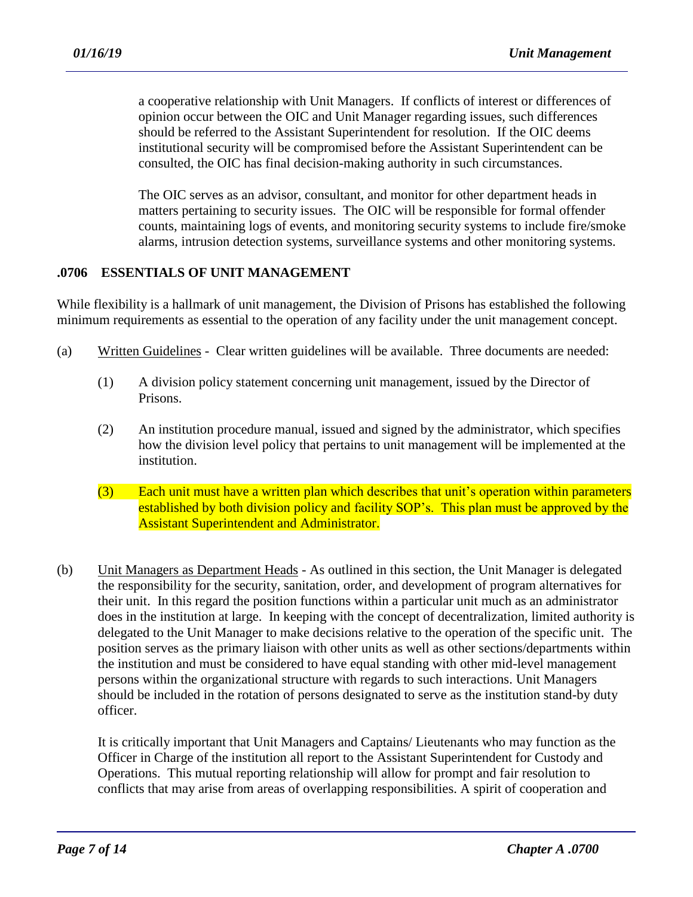a cooperative relationship with Unit Managers. If conflicts of interest or differences of opinion occur between the OIC and Unit Manager regarding issues, such differences should be referred to the Assistant Superintendent for resolution. If the OIC deems institutional security will be compromised before the Assistant Superintendent can be consulted, the OIC has final decision-making authority in such circumstances.

The OIC serves as an advisor, consultant, and monitor for other department heads in matters pertaining to security issues. The OIC will be responsible for formal offender counts, maintaining logs of events, and monitoring security systems to include fire/smoke alarms, intrusion detection systems, surveillance systems and other monitoring systems.

## .0706 ESSENTIALS OF UNIT MANAGEMENT

While flexibility is a hallmark of unit management, the Division of Prisons has established the following minimum requirements as essential to the operation of any facility under the unit management concept.

(a) Written Guidelines - Clear written guidelines will be available. Three documents are needed:

(1) A division policy statement concerning unit management, issued by the Director of Prisons.

(2) An institution procedure manual, issued and signed by the administrator, which specifies how the division level policy that pertains to unit management will be implemented at the institution.

(3) Each unit must have a written plan which describes that unit's operation within parameters established by both division policy and facility SOP's. This plan must be approved by the Assistant Superintendent and Administrator.

(b) Unit Managers as Department Heads - As outlined in this section, the Unit Manager is delegated the responsibility for the security, sanitation, order, and development of program alternatives for their unit. In this regard the position functions within a particular unit much as an administrator does in the institution at large. In keeping with the concept of decentralization, limited authority is delegated to the Unit Manager to make decisions relative to the operation of the specific unit. The position serves as the primary liaison with other units as well as other sections/departments within the institution and must be considered to have equal standing with other mid-level management persons within the organizational structure with regards to such interactions. Unit Managers should be included in the rotation of persons designated to serve as the institution stand-by duty officer.

It is critically important that Unit Managers and Captains/ Lieutenants who may function as the Officer in Charge of the institution all report to the Assistant Superintendent for Custody and Operations. This mutual reporting relationship will allow for prompt and fair resolution to conflicts that may arise from areas of overlapping responsibilities. A spirit of cooperation and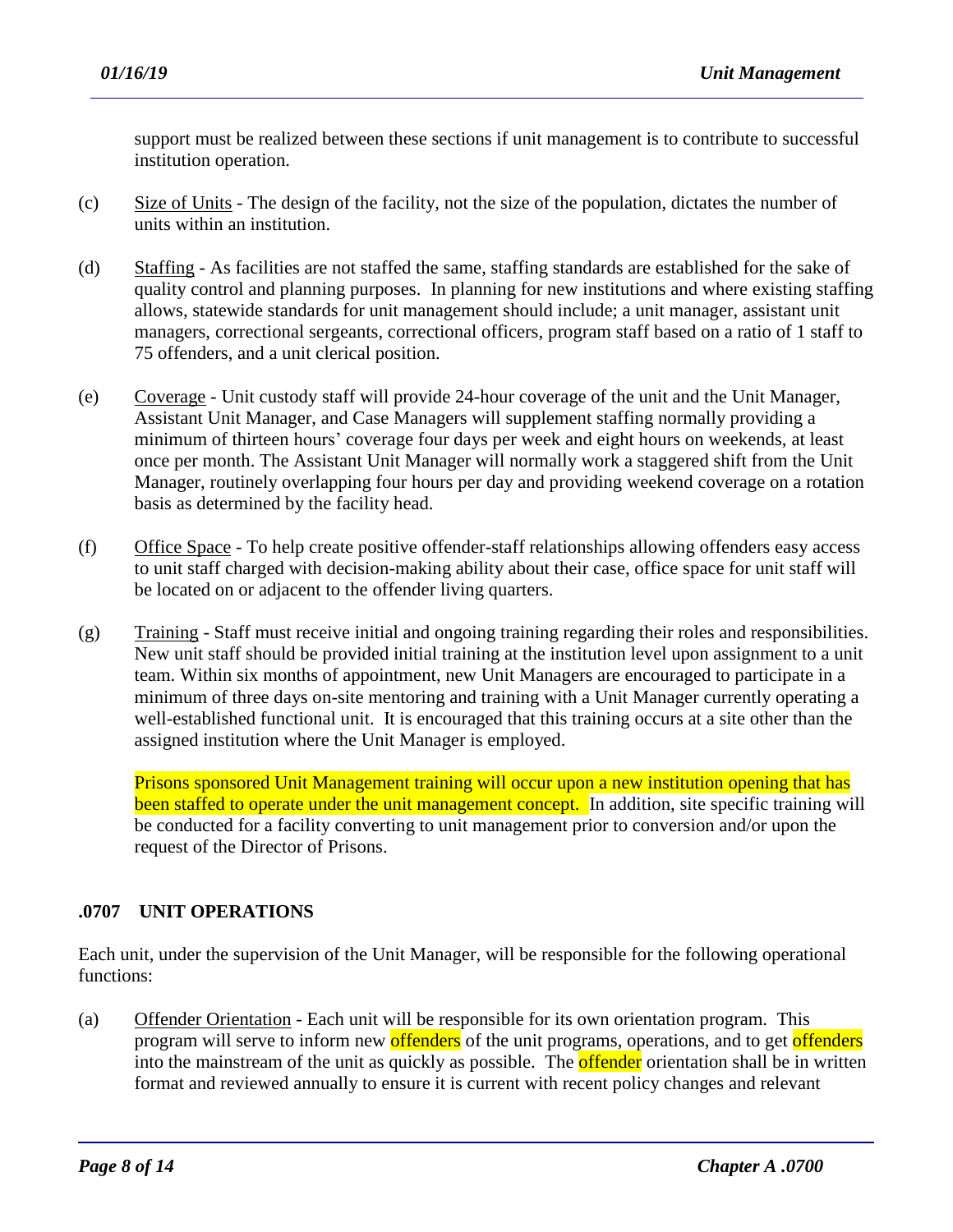support must be realized between these sections if unit management is to contribute to successful institution operation.

(c) Size of Units - The design of the facility, not the size of the population, dictates the number of units within an institution.

(d) Staffing - As facilities are not staffed the same, staffing standards are established for the sake of quality control and planning purposes. In planning for new institutions and where existing staffing allows, statewide standards for unit management should include; a unit manager, assistant unit managers, correctional sergeants, correctional officers, program staff based on a ratio of 1 staff to 75 offenders, and a unit clerical position.

(e) Coverage - Unit custody staff will provide 24-hour coverage of the unit and the Unit Manager, Assistant Unit Manager, and Case Managers will supplement staffing normally providing a minimum of thirteen hours' coverage four days per week and eight hours on weekends, at least once per month. The Assistant Unit Manager will normally work a staggered shift from the Unit Manager, routinely overlapping four hours per day and providing weekend coverage on a rotation basis as determined by the facility head.

(f) Office Space - To help create positive offender-staff relationships allowing offenders easy access to unit staff charged with decision-making ability about their case, office space for unit staff will be located on or adjacent to the offender living quarters.

(g) Training - Staff must receive initial and ongoing training regarding their roles and responsibilities. New unit staff should be provided initial training at the institution level upon assignment to a unit team. Within six months of appointment, new Unit Managers are encouraged to participate in a minimum of three days on-site mentoring and training with a Unit Manager currently operating a well-established functional unit. It is encouraged that this training occurs at a site other than the assigned institution where the Unit Manager is employed.

Prisons sponsored Unit Management training will occur upon a new institution opening that has been staffed to operate under the unit management concept. In addition, site specific training will be conducted for a facility converting to unit management prior to conversion and/or upon the request of the Director of Prisons.

## .0707 UNIT OPERATIONS

Each unit, under the supervision of the Unit Manager, will be responsible for the following operational functions:

(a) Offender Orientation - Each unit will be responsible for its own orientation program. This program will serve to inform new offenders of the unit programs, operations, and to get offenders into the mainstream of the unit as quickly as possible. The offender orientation shall be in written format and reviewed annually to ensure it is current with recent policy changes and relevant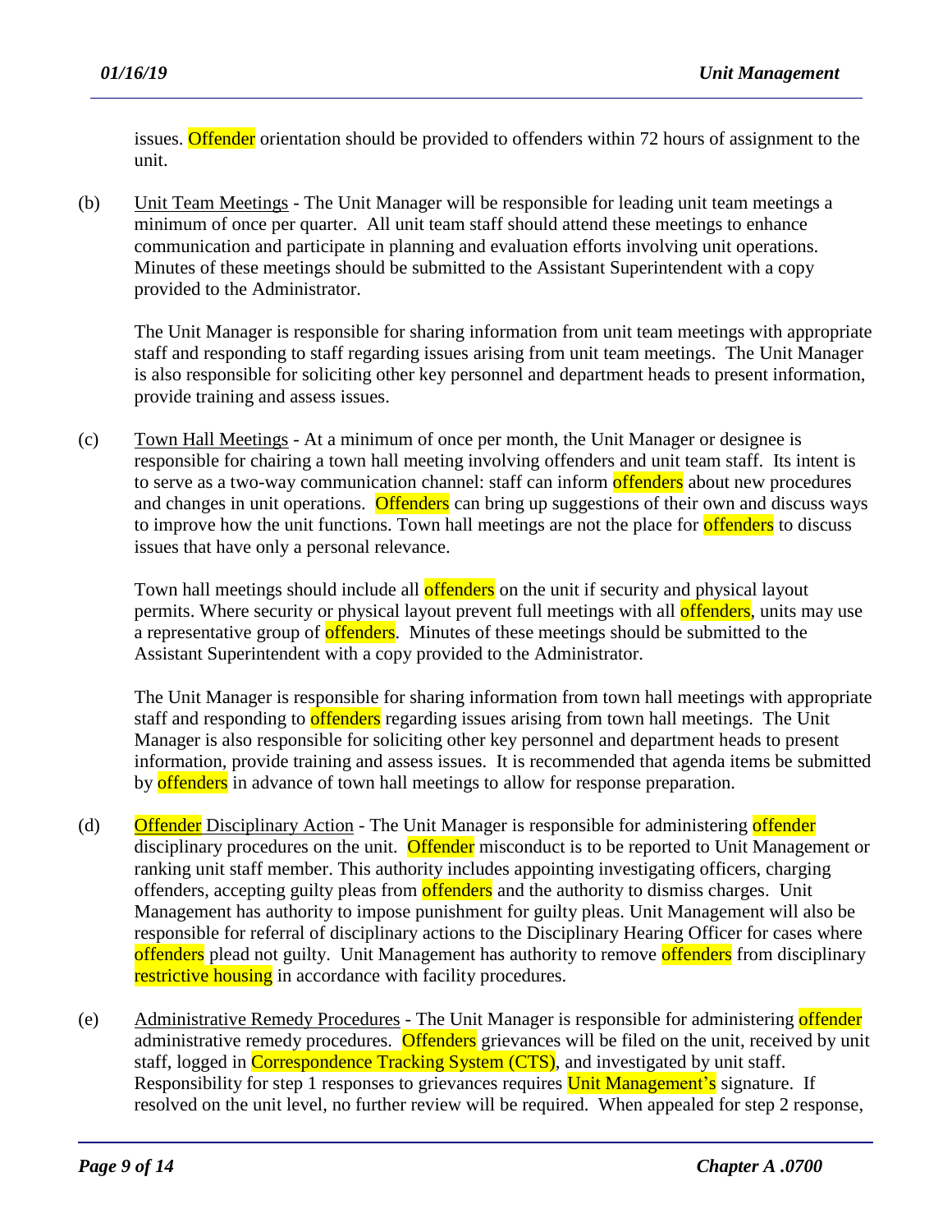issues. Offender orientation should be provided to offenders within 72 hours of assignment to the unit.

(b) Unit Team Meetings - The Unit Manager will be responsible for leading unit team meetings a minimum of once per quarter. All unit team staff should attend these meetings to enhance communication and participate in planning and evaluation efforts involving unit operations. Minutes of these meetings should be submitted to the Assistant Superintendent with a copy provided to the Administrator.

The Unit Manager is responsible for sharing information from unit team meetings with appropriate staff and responding to staff regarding issues arising from unit team meetings. The Unit Manager is also responsible for soliciting other key personnel and department heads to present information, provide training and assess issues.

(c) Town Hall Meetings - At a minimum of once per month, the Unit Manager or designee is responsible for chairing a town hall meeting involving offenders and unit team staff. Its intent is to serve as a two-way communication channel: staff can inform offenders about new procedures and changes in unit operations. Offenders can bring up suggestions of their own and discuss ways to improve how the unit functions. Town hall meetings are not the place for offenders to discuss issues that have only a personal relevance.

Town hall meetings should include all offenders on the unit if security and physical layout permits. Where security or physical layout prevent full meetings with all offenders, units may use a representative group of offenders. Minutes of these meetings should be submitted to the Assistant Superintendent with a copy provided to the Administrator.

The Unit Manager is responsible for sharing information from town hall meetings with appropriate staff and responding to offenders regarding issues arising from town hall meetings. The Unit Manager is also responsible for soliciting other key personnel and department heads to present information, provide training and assess issues. It is recommended that agenda items be submitted by offenders in advance of town hall meetings to allow for response preparation.

(d) Offender Disciplinary Action - The Unit Manager is responsible for administering offender disciplinary procedures on the unit. Offender misconduct is to be reported to Unit Management or ranking unit staff member. This authority includes appointing investigating officers, charging offenders, accepting guilty pleas from offenders and the authority to dismiss charges. Unit Management has authority to impose punishment for guilty pleas. Unit Management will also be responsible for referral of disciplinary actions to the Disciplinary Hearing Officer for cases where offenders plead not guilty. Unit Management has authority to remove offenders from disciplinary restrictive housing in accordance with facility procedures.

(e) Administrative Remedy Procedures - The Unit Manager is responsible for administering offender administrative remedy procedures. Offenders grievances will be filed on the unit, received by unit staff, logged in Correspondence Tracking System (CTS), and investigated by unit staff. Responsibility for step 1 responses to grievances requires Unit Management's signature. If resolved on the unit level, no further review will be required. When appealed for step 2 response,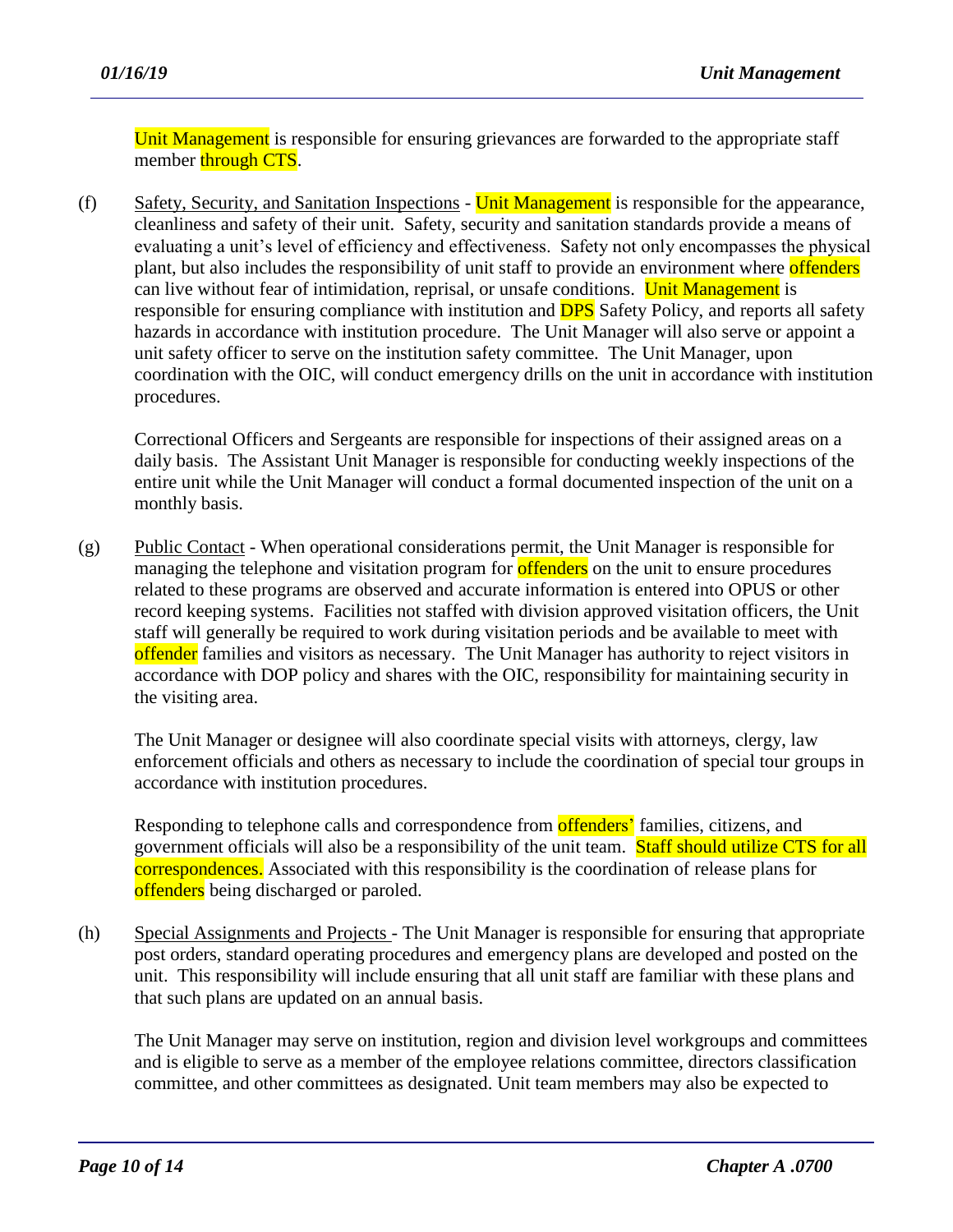Unit Management is responsible for ensuring grievances are forwarded to the appropriate staff member through CTS.

(f) <u>Safety, Security, and Sanitation Inspections</u> - Unit Management is responsible for the appearance, cleanliness and safety of their unit. Safety, security and sanitation standards provide a means of evaluating a unit's level of efficiency and effectiveness. Safety not only encompasses the physical plant, but also includes the responsibility of unit staff to provide an environment where offenders can live without fear of intimidation, reprisal, or unsafe conditions. Unit Management is responsible for ensuring compliance with institution and DPS Safety Policy, and reports all safety hazards in accordance with institution procedure. The Unit Manager will also serve or appoint a unit safety officer to serve on the institution safety committee. The Unit Manager, upon coordination with the OIC, will conduct emergency drills on the unit in accordance with institution procedures.

Correctional Officers and Sergeants are responsible for inspections of their assigned areas on a daily basis. The Assistant Unit Manager is responsible for conducting weekly inspections of the entire unit while the Unit Manager will conduct a formal documented inspection of the unit on a monthly basis.

(g) <u>Public Contact</u> - When operational considerations permit, the Unit Manager is responsible for managing the telephone and visitation program for offenders on the unit to ensure procedures related to these programs are observed and accurate information is entered into OPUS or other record keeping systems. Facilities not staffed with division approved visitation officers, the Unit staff will generally be required to work during visitation periods and be available to meet with offender families and visitors as necessary. The Unit Manager has authority to reject visitors in accordance with DOP policy and shares with the OIC, responsibility for maintaining security in the visiting area.

The Unit Manager or designee will also coordinate special visits with attorneys, clergy, law enforcement officials and others as necessary to include the coordination of special tour groups in accordance with institution procedures.

Responding to telephone calls and correspondence from offenders' families, citizens, and government officials will also be a responsibility of the unit team. Staff should utilize CTS for all correspondences. Associated with this responsibility is the coordination of release plans for offenders being discharged or paroled.

(h) <u>Special Assignments and Projects</u> - The Unit Manager is responsible for ensuring that appropriate post orders, standard operating procedures and emergency plans are developed and posted on the unit. This responsibility will include ensuring that all unit staff are familiar with these plans and that such plans are updated on an annual basis.

The Unit Manager may serve on institution, region and division level workgroups and committees and is eligible to serve as a member of the employee relations committee, directors classification committee, and other committees as designated. Unit team members may also be expected to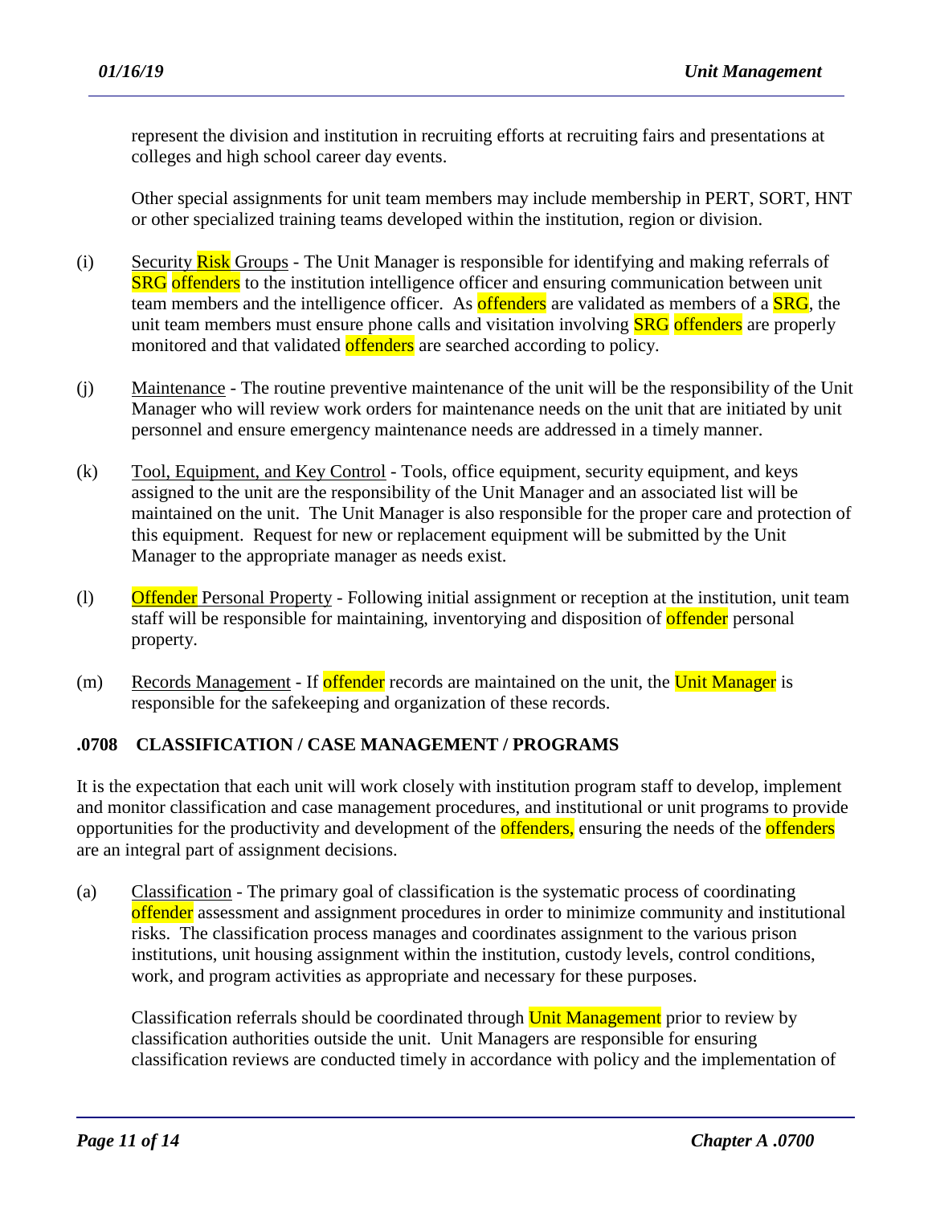represent the division and institution in recruiting efforts at recruiting fairs and presentations at colleges and high school career day events.

Other special assignments for unit team members may include membership in PERT, SORT, HNT or other specialized training teams developed within the institution, region or division.

(i) Security Risk Groups - The Unit Manager is responsible for identifying and making referrals of SRG offenders to the institution intelligence officer and ensuring communication between unit team members and the intelligence officer. As offenders are validated as members of a SRG, the unit team members must ensure phone calls and visitation involving SRG offenders are properly monitored and that validated offenders are searched according to policy.

(j) Maintenance - The routine preventive maintenance of the unit will be the responsibility of the Unit Manager who will review work orders for maintenance needs on the unit that are initiated by unit personnel and ensure emergency maintenance needs are addressed in a timely manner.

(k) Tool, Equipment, and Key Control - Tools, office equipment, security equipment, and keys assigned to the unit are the responsibility of the Unit Manager and an associated list will be maintained on the unit. The Unit Manager is also responsible for the proper care and protection of this equipment. Request for new or replacement equipment will be submitted by the Unit Manager to the appropriate manager as needs exist.

(l) Offender Personal Property - Following initial assignment or reception at the institution, unit team staff will be responsible for maintaining, inventorying and disposition of offender personal property.

(m) Records Management - If offender records are maintained on the unit, the Unit Manager is responsible for the safekeeping and organization of these records.

## .0708 CLASSIFICATION / CASE MANAGEMENT / PROGRAMS

It is the expectation that each unit will work closely with institution program staff to develop, implement and monitor classification and case management procedures, and institutional or unit programs to provide opportunities for the productivity and development of the offenders, ensuring the needs of the offenders are an integral part of assignment decisions.

(a) Classification - The primary goal of classification is the systematic process of coordinating offender assessment and assignment procedures in order to minimize community and institutional risks. The classification process manages and coordinates assignment to the various prison institutions, unit housing assignment within the institution, custody levels, control conditions, work, and program activities as appropriate and necessary for these purposes.

Classification referrals should be coordinated through Unit Management prior to review by classification authorities outside the unit. Unit Managers are responsible for ensuring classification reviews are conducted timely in accordance with policy and the implementation of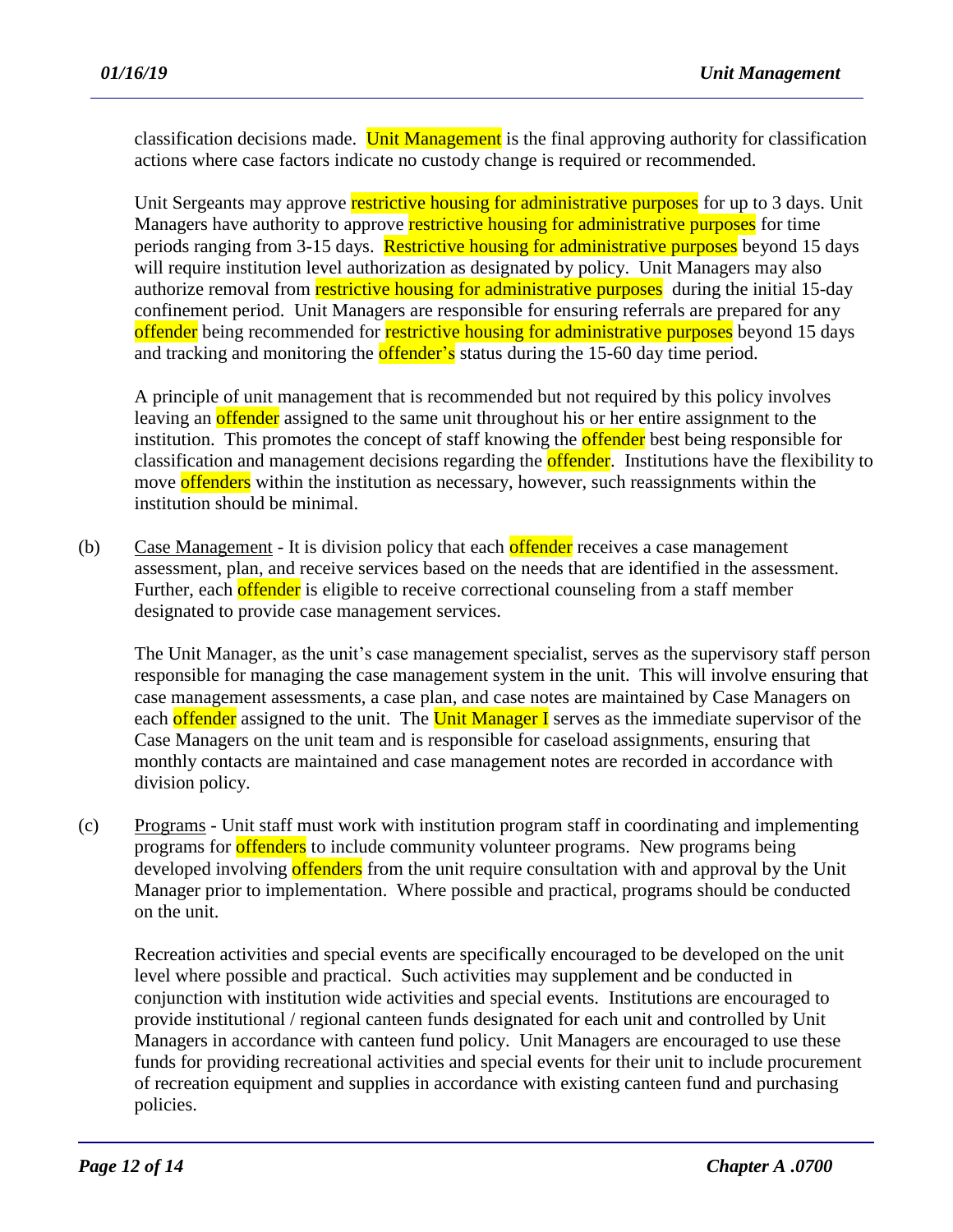classification decisions made. Unit Management is the final approving authority for classification actions where case factors indicate no custody change is required or recommended.

Unit Sergeants may approve restrictive housing for administrative purposes for up to 3 days. Unit Managers have authority to approve restrictive housing for administrative purposes for time periods ranging from 3-15 days. Restrictive housing for administrative purposes beyond 15 days will require institution level authorization as designated by policy. Unit Managers may also authorize removal from restrictive housing for administrative purposes during the initial 15-day confinement period. Unit Managers are responsible for ensuring referrals are prepared for any offender being recommended for restrictive housing for administrative purposes beyond 15 days and tracking and monitoring the offender's status during the 15-60 day time period.

A principle of unit management that is recommended but not required by this policy involves leaving an offender assigned to the same unit throughout his or her entire assignment to the institution. This promotes the concept of staff knowing the offender best being responsible for classification and management decisions regarding the offender. Institutions have the flexibility to move offenders within the institution as necessary, however, such reassignments within the institution should be minimal.

(b) Case Management - It is division policy that each offender receives a case management assessment, plan, and receive services based on the needs that are identified in the assessment. Further, each offender is eligible to receive correctional counseling from a staff member designated to provide case management services.

The Unit Manager, as the unit's case management specialist, serves as the supervisory staff person responsible for managing the case management system in the unit. This will involve ensuring that case management assessments, a case plan, and case notes are maintained by Case Managers on each offender assigned to the unit. The Unit Manager I serves as the immediate supervisor of the Case Managers on the unit team and is responsible for caseload assignments, ensuring that monthly contacts are maintained and case management notes are recorded in accordance with division policy.

(c) Programs - Unit staff must work with institution program staff in coordinating and implementing programs for offenders to include community volunteer programs. New programs being developed involving offenders from the unit require consultation with and approval by the Unit Manager prior to implementation. Where possible and practical, programs should be conducted on the unit.

Recreation activities and special events are specifically encouraged to be developed on the unit level where possible and practical. Such activities may supplement and be conducted in conjunction with institution wide activities and special events. Institutions are encouraged to provide institutional / regional canteen funds designated for each unit and controlled by Unit Managers in accordance with canteen fund policy. Unit Managers are encouraged to use these funds for providing recreational activities and special events for their unit to include procurement of recreation equipment and supplies in accordance with existing canteen fund and purchasing policies.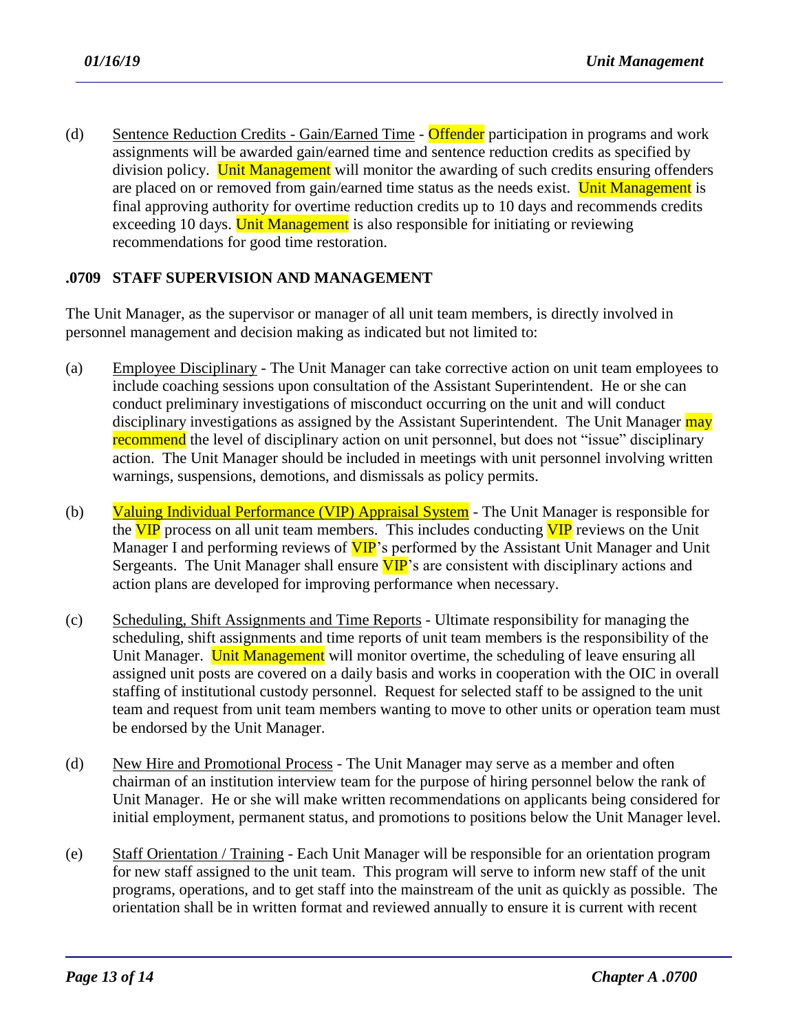(d) Sentence Reduction Credits - Gain/Earned Time - Offender participation in programs and work assignments will be awarded gain/earned time and sentence reduction credits as specified by division policy. Unit Management will monitor the awarding of such credits ensuring offenders are placed on or removed from gain/earned time status as the needs exist. Unit Management is final approving authority for overtime reduction credits up to 10 days and recommends credits exceeding 10 days. Unit Management is also responsible for initiating or reviewing recommendations for good time restoration.

## .0709 STAFF SUPERVISION AND MANAGEMENT

The Unit Manager, as the supervisor or manager of all unit team members, is directly involved in personnel management and decision making as indicated but not limited to:

(a) Employee Disciplinary - The Unit Manager can take corrective action on unit team employees to include coaching sessions upon consultation of the Assistant Superintendent. He or she can conduct preliminary investigations of misconduct occurring on the unit and will conduct disciplinary investigations as assigned by the Assistant Superintendent. The Unit Manager may recommend the level of disciplinary action on unit personnel, but does not "issue" disciplinary action. The Unit Manager should be included in meetings with unit personnel involving written warnings, suspensions, demotions, and dismissals as policy permits.

(b) Valuing Individual Performance (VIP) Appraisal System - The Unit Manager is responsible for the VIP process on all unit team members. This includes conducting VIP reviews on the Unit Manager I and performing reviews of VIP's performed by the Assistant Unit Manager and Unit Sergeants. The Unit Manager shall ensure VIP's are consistent with disciplinary actions and action plans are developed for improving performance when necessary.

(c) Scheduling, Shift Assignments and Time Reports - Ultimate responsibility for managing the scheduling, shift assignments and time reports of unit team members is the responsibility of the Unit Manager. Unit Management will monitor overtime, the scheduling of leave ensuring all assigned unit posts are covered on a daily basis and works in cooperation with the OIC in overall staffing of institutional custody personnel. Request for selected staff to be assigned to the unit team and request from unit team members wanting to move to other units or operation team must be endorsed by the Unit Manager.

(d) New Hire and Promotional Process - The Unit Manager may serve as a member and often chairman of an institution interview team for the purpose of hiring personnel below the rank of Unit Manager. He or she will make written recommendations on applicants being considered for initial employment, permanent status, and promotions to positions below the Unit Manager level.

(e) Staff Orientation / Training - Each Unit Manager will be responsible for an orientation program for new staff assigned to the unit team. This program will serve to inform new staff of the unit programs, operations, and to get staff into the mainstream of the unit as quickly as possible. The orientation shall be in written format and reviewed annually to ensure it is current with recent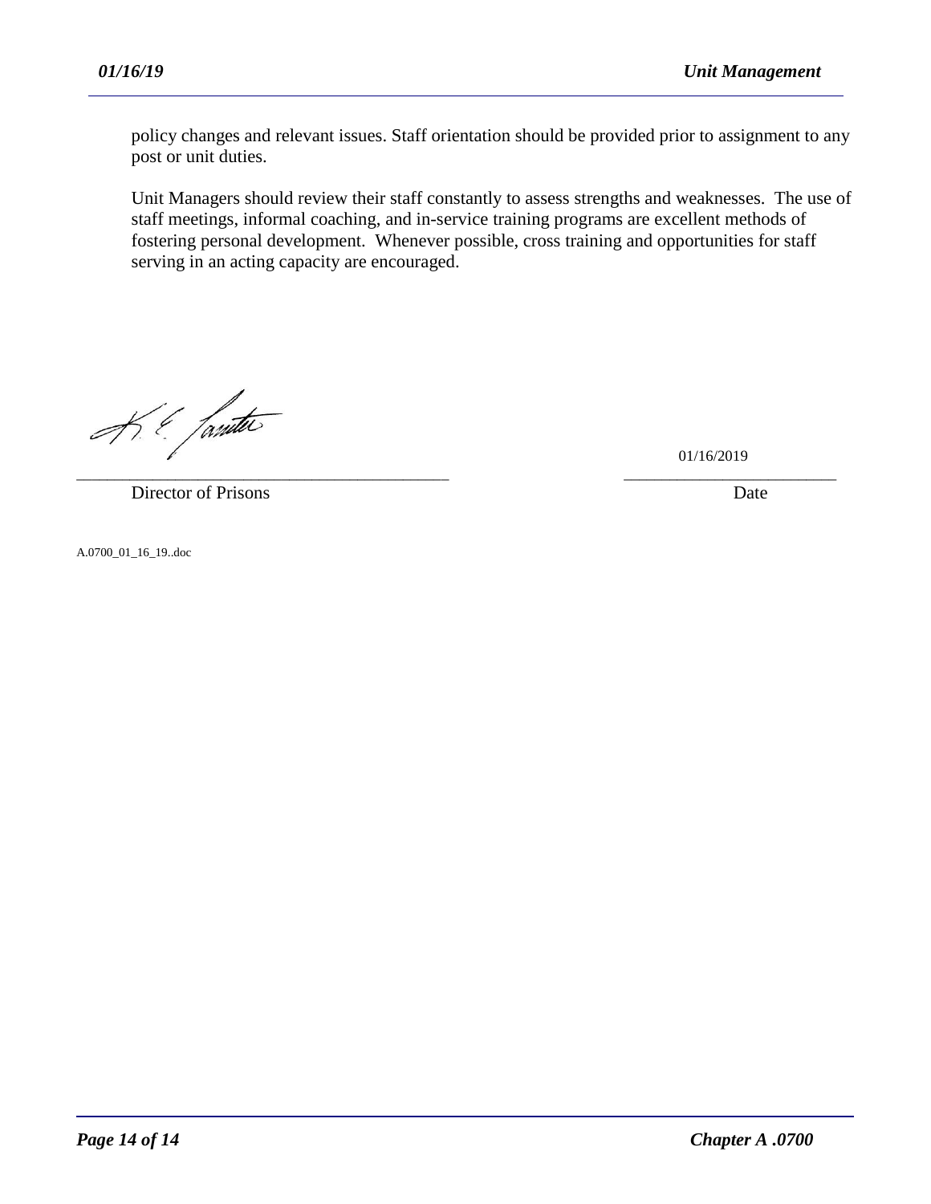policy changes and relevant issues. Staff orientation should be provided prior to assignment to any post or unit duties.

Unit Managers should review their staff constantly to assess strengths and weaknesses. The use of staff meetings, informal coaching, and in-service training programs are excellent methods of fostering personal development. Whenever possible, cross training and opportunities for staff serving in an acting capacity are encouraged.

01/16/2019

\_\_\_\_\_\_\_\_\_\_\_\_\_\_\_\_\_\_\_\_\_\_\_\_\_\_\_\_\_\_\_\_\_\_\_\_\_\_\_\_\_\_ \_\_\_\_\_\_\_\_\_\_\_\_\_\_\_\_\_\_\_\_\_\_\_\_

Director of Prisons Date

A.0700_01_16_19..doc